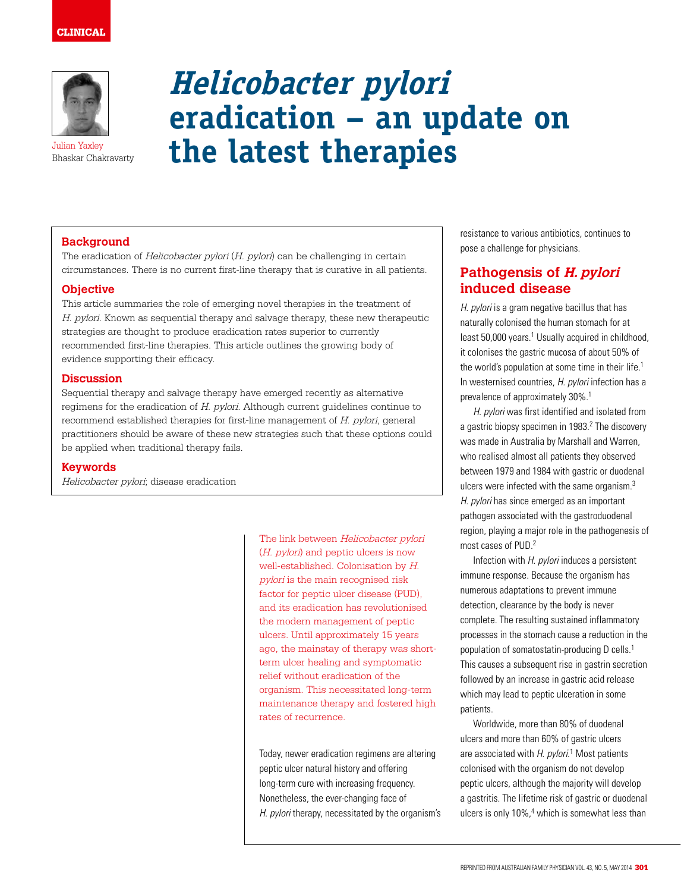CLINICAL

# *Helicobacter pylori* eradication – an update on the latest therapies

Julian Yaxley
Bhaskar Chakravarty

## Background

The eradication of *Helicobacter pylori* (*H. pylori*) can be challenging in certain circumstances. There is no current first-line therapy that is curative in all patients.

## Objective

This article summarises the role of emerging novel therapies in the treatment of *H. pylori*. Known as sequential therapy and salvage therapy, these new therapeutic strategies are thought to produce eradication rates superior to currently recommended first-line therapies. This article outlines the growing body of evidence supporting their efficacy.

## Discussion

Sequential therapy and salvage therapy have emerged recently as alternative regimens for the eradication of *H. pylori*. Although current guidelines continue to recommend established therapies for first-line management of *H. pylori*, general practitioners should be aware of these new strategies such that these options could be applied when traditional therapy fails.

## Keywords

*Helicobacter pylori*; disease eradication

The link between *Helicobacter pylori* (*H. pylori*) and peptic ulcers is now well-established. Colonisation by *H. pylori* is the main recognised risk factor for peptic ulcer disease (PUD), and its eradication has revolutionised the modern management of peptic ulcers. Until approximately 15 years ago, the mainstay of therapy was short-term ulcer healing and symptomatic relief without eradication of the organism. This necessitated long-term maintenance therapy and fostered high rates of recurrence.

Today, newer eradication regimens are altering peptic ulcer natural history and offering long-term cure with increasing frequency. Nonetheless, the ever-changing face of *H. pylori* therapy, necessitated by the organism's resistance to various antibiotics, continues to pose a challenge for physicians.

## Pathogensis of *H. pylori* induced disease

*H. pylori* is a gram negative bacillus that has naturally colonised the human stomach for at least 50,000 years.[1] Usually acquired in childhood, it colonises the gastric mucosa of about 50% of the world's population at some time in their life.[1] In westernised countries, *H. pylori* infection has a prevalence of approximately 30%.[1]

*H. pylori* was first identified and isolated from a gastric biopsy specimen in 1983.[2] The discovery was made in Australia by Marshall and Warren, who realised almost all patients they observed between 1979 and 1984 with gastric or duodenal ulcers were infected with the same organism.[3] *H. pylori* has since emerged as an important pathogen associated with the gastroduodenal region, playing a major role in the pathogenesis of most cases of PUD.[2]

Infection with *H. pylori* induces a persistent immune response. Because the organism has numerous adaptations to prevent immune detection, clearance by the body is never complete. The resulting sustained inflammatory processes in the stomach cause a reduction in the population of somatostatin-producing D cells.[1] This causes a subsequent rise in gastrin secretion followed by an increase in gastric acid release which may lead to peptic ulceration in some patients.

Worldwide, more than 80% of duodenal ulcers and more than 60% of gastric ulcers are associated with *H. pylori*.[1] Most patients colonised with the organism do not develop peptic ulcers, although the majority will develop a gastritis. The lifetime risk of gastric or duodenal ulcers is only 10%,[4] which is somewhat less than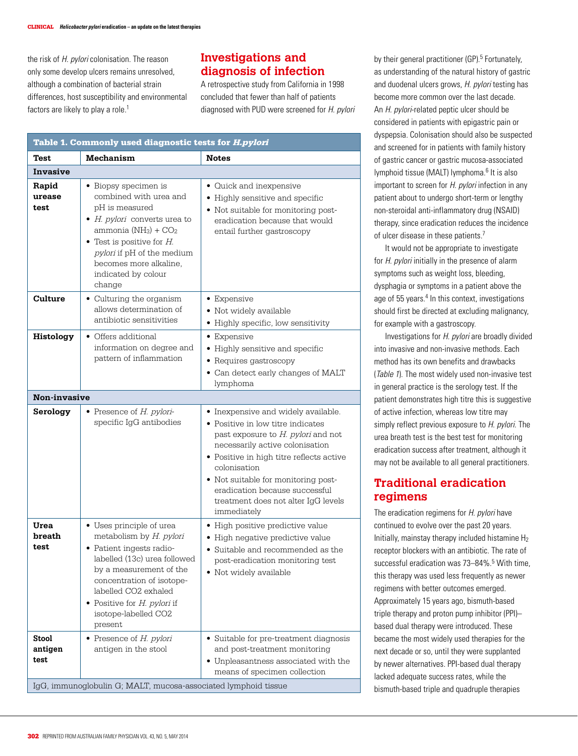the risk of *H. pylori* colonisation. The reason only some develop ulcers remains unresolved, although a combination of bacterial strain differences, host susceptibility and environmental factors are likely to play a role.[1]

## Investigations and diagnosis of infection

A retrospective study from California in 1998 concluded that fewer than half of patients diagnosed with PUD were screened for *H. pylori* by their general practitioner (GP).[5] Fortunately, as understanding of the natural history of gastric and duodenal ulcers grows, *H. pylori* testing has become more common over the last decade. An *H. pylori*-related peptic ulcer should be considered in patients with epigastric pain or dyspepsia. Colonisation should also be suspected and screened for in patients with family history of gastric cancer or gastric mucosa-associated lymphoid tissue (MALT) lymphoma.[6] It is also important to screen for *H. pylori* infection in any patient about to undergo short-term or lengthy non-steroidal anti-inflammatory drug (NSAID) therapy, since eradication reduces the incidence of ulcer disease in these patients.[7]

It would not be appropriate to investigate for *H. pylori* initially in the presence of alarm symptoms such as weight loss, bleeding, dysphagia or symptoms in a patient above the age of 55 years.[4] In this context, investigations should first be directed at excluding malignancy, for example with a gastroscopy.

Investigations for *H. pylori* are broadly divided into invasive and non-invasive methods. Each method has its own benefits and drawbacks (*Table 1*). The most widely used non-invasive test in general practice is the serology test. If the patient demonstrates high titre this is suggestive of active infection, whereas low titre may simply reflect previous exposure to *H. pylori*. The urea breath test is the best test for monitoring eradication success after treatment, although it may not be available to all general practitioners.

**Table 1. Commonly used diagnostic tests for *H.pylori***

| Test | Mechanism | Notes |
|---|---|---|
| **Invasive** | | |
| **Rapid urease test** | • Biopsy specimen is combined with urea and pH is measured<br>• *H. pylori* converts urea to ammonia ($NH_3$) + $CO_2$<br>• Test is positive for *H. pylori* if pH of the medium becomes more alkaline, indicated by colour change | • Quick and inexpensive<br>• Highly sensitive and specific<br>• Not suitable for monitoring post-eradication because that would entail further gastroscopy |
| **Culture** | • Culturing the organism allows determination of antibiotic sensitivities | • Expensive<br>• Not widely available<br>• Highly specific, low sensitivity |
| **Histology** | • Offers additional information on degree and pattern of inflammation | • Expensive<br>• Highly sensitive and specific<br>• Requires gastroscopy<br>• Can detect early changes of MALT lymphoma |
| **Non-invasive** | | |
| **Serology** | • Presence of *H. pylori*-specific IgG antibodies | • Inexpensive and widely available.<br>• Positive in low titre indicates past exposure to *H. pylori* and not necessarily active colonisation<br>• Positive in high titre reflects active colonisation<br>• Not suitable for monitoring post-eradication because successful treatment does not alter IgG levels immediately |
| **Urea breath test** | • Uses principle of urea metabolism by *H. pylori*<br>• Patient ingests radio-labelled (13c) urea followed by a measurement of the concentration of isotope-labelled CO2 exhaled<br>• Positive for *H. pylori* if isotope-labelled CO2 present | • High positive predictive value<br>• High negative predictive value<br>• Suitable and recommended as the post-eradication monitoring test<br>• Not widely available |
| **Stool antigen test** | • Presence of *H. pylori* antigen in the stool | • Suitable for pre-treatment diagnosis and post-treatment monitoring<br>• Unpleasantness associated with the means of specimen collection |

IgG, immunoglobulin G; MALT, mucosa-associated lymphoid tissue

## Traditional eradication regimens

The eradication regimens for *H. pylori* have continued to evolve over the past 20 years. Initially, mainstay therapy included histamine $H_2$ receptor blockers with an antibiotic. The rate of successful eradication was 73–84%.[5] With time, this therapy was used less frequently as newer regimens with better outcomes emerged. Approximately 15 years ago, bismuth-based triple therapy and proton pump inhibitor (PPI)–based dual therapy were introduced. These became the most widely used therapies for the next decade or so, until they were supplanted by newer alternatives. PPI-based dual therapy lacked adequate success rates, while the bismuth-based triple and quadruple therapies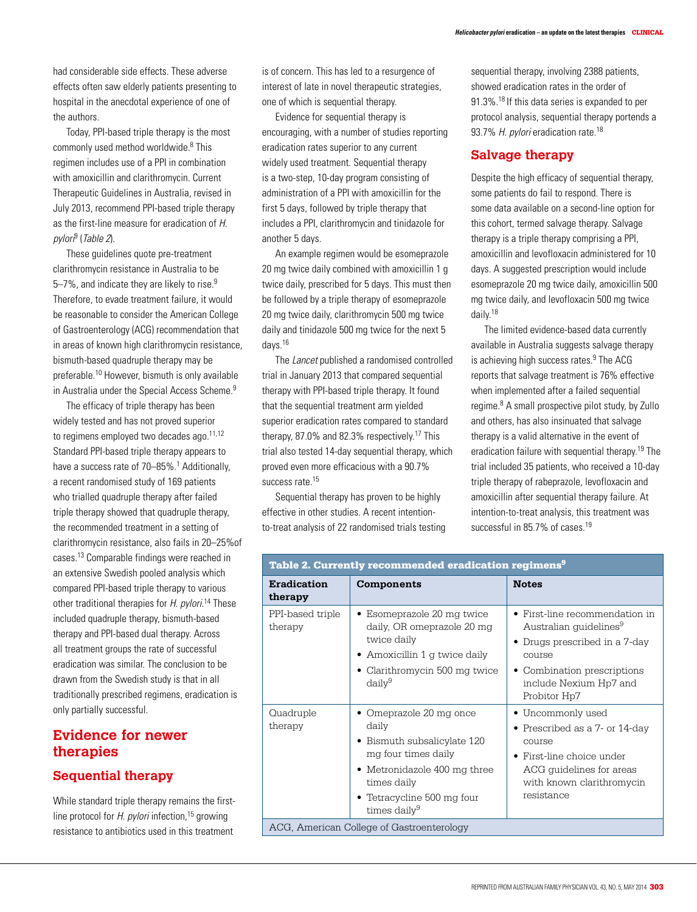had considerable side effects. These adverse effects often saw elderly patients presenting to hospital in the anecdotal experience of one of the authors.

Today, PPI-based triple therapy is the most commonly used method worldwide.[8] This regimen includes use of a PPI in combination with amoxicillin and clarithromycin. Current Therapeutic Guidelines in Australia, revised in July 2013, recommend PPI-based triple therapy as the first-line measure for eradication of *H. pylori*[9] (*Table 2*).

These guidelines quote pre-treatment clarithromycin resistance in Australia to be 5–7%, and indicate they are likely to rise.[9] Therefore, to evade treatment failure, it would be reasonable to consider the American College of Gastroenterology (ACG) recommendation that in areas of known high clarithromycin resistance, bismuth-based quadruple therapy may be preferable.[10] However, bismuth is only available in Australia under the Special Access Scheme.[9]

The efficacy of triple therapy has been widely tested and has not proved superior to regimens employed two decades ago.[11,12] Standard PPI-based triple therapy appears to have a success rate of 70–85%.[1] Additionally, a recent randomised study of 169 patients who trialled quadruple therapy after failed triple therapy showed that quadruple therapy, the recommended treatment in a setting of clarithromycin resistance, also fails in 20–25%of cases.[13] Comparable findings were reached in an extensive Swedish pooled analysis which compared PPI-based triple therapy to various other traditional therapies for *H. pylori*.[14] These included quadruple therapy, bismuth-based therapy and PPI-based dual therapy. Across all treatment groups the rate of successful eradication was similar. The conclusion to be drawn from the Swedish study is that in all traditionally prescribed regimens, eradication is only partially successful.

## Evidence for newer therapies

### Sequential therapy

While standard triple therapy remains the first-line protocol for *H. pylori* infection,[15] growing resistance to antibiotics used in this treatment is of concern. This has led to a resurgence of interest of late in novel therapeutic strategies, one of which is sequential therapy.

Evidence for sequential therapy is encouraging, with a number of studies reporting eradication rates superior to any current widely used treatment. Sequential therapy is a two-step, 10-day program consisting of administration of a PPI with amoxicillin for the first 5 days, followed by triple therapy that includes a PPI, clarithromycin and tinidazole for another 5 days.

An example regimen would be esomeprazole 20 mg twice daily combined with amoxicillin 1 g twice daily, prescribed for 5 days. This must then be followed by a triple therapy of esomeprazole 20 mg twice daily, clarithromycin 500 mg twice daily and tinidazole 500 mg twice for the next 5 days.[16]

The *Lancet* published a randomised controlled trial in January 2013 that compared sequential therapy with PPI-based triple therapy. It found that the sequential treatment arm yielded superior eradication rates compared to standard therapy, 87.0% and 82.3% respectively.[17] This trial also tested 14-day sequential therapy, which proved even more efficacious with a 90.7% success rate.[15]

Sequential therapy has proven to be highly effective in other studies. A recent intention-to-treat analysis of 22 randomised trials testing sequential therapy, involving 2388 patients, showed eradication rates in the order of 91.3%.[18] If this data series is expanded to per protocol analysis, sequential therapy portends a 93.7% *H. pylori* eradication rate.[18]

### Salvage therapy

Despite the high efficacy of sequential therapy, some patients do fail to respond. There is some data available on a second-line option for this cohort, termed salvage therapy. Salvage therapy is a triple therapy comprising a PPI, amoxicillin and levofloxacin administered for 10 days. A suggested prescription would include esomeprazole 20 mg twice daily, amoxicillin 500 mg twice daily, and levofloxacin 500 mg twice daily.[18]

The limited evidence-based data currently available in Australia suggests salvage therapy is achieving high success rates.[9] The ACG reports that salvage treatment is 76% effective when implemented after a failed sequential regime.[8] A small prospective pilot study, by Zullo and others, has also insinuated that salvage therapy is a valid alternative in the event of eradication failure with sequential therapy.[19] The trial included 35 patients, who received a 10-day triple therapy of rabeprazole, levofloxacin and amoxicillin after sequential therapy failure. At intention-to-treat analysis, this treatment was successful in 85.7% of cases.[19]

**Table 2. Currently recommended eradication regimens[9]**

| Eradication therapy | Components | Notes |
|---|---|---|
| PPI-based triple therapy | • Esomeprazole 20 mg twice daily, OR omeprazole 20 mg twice daily<br>• Amoxicillin 1 g twice daily<br>• Clarithromycin 500 mg twice daily[9] | • First-line recommendation in Australian guidelines[9]<br>• Drugs prescribed in a 7-day course<br>• Combination prescriptions include Nexium Hp7 and Probitor Hp7 |
| Quadruple therapy | • Omeprazole 20 mg once daily<br>• Bismuth subsalicylate 120 mg four times daily<br>• Metronidazole 400 mg three times daily<br>• Tetracycline 500 mg four times daily[9] | • Uncommonly used<br>• Prescribed as a 7- or 14-day course<br>• First-line choice under ACG guidelines for areas with known clarithromycin resistance |

ACG, American College of Gastroenterology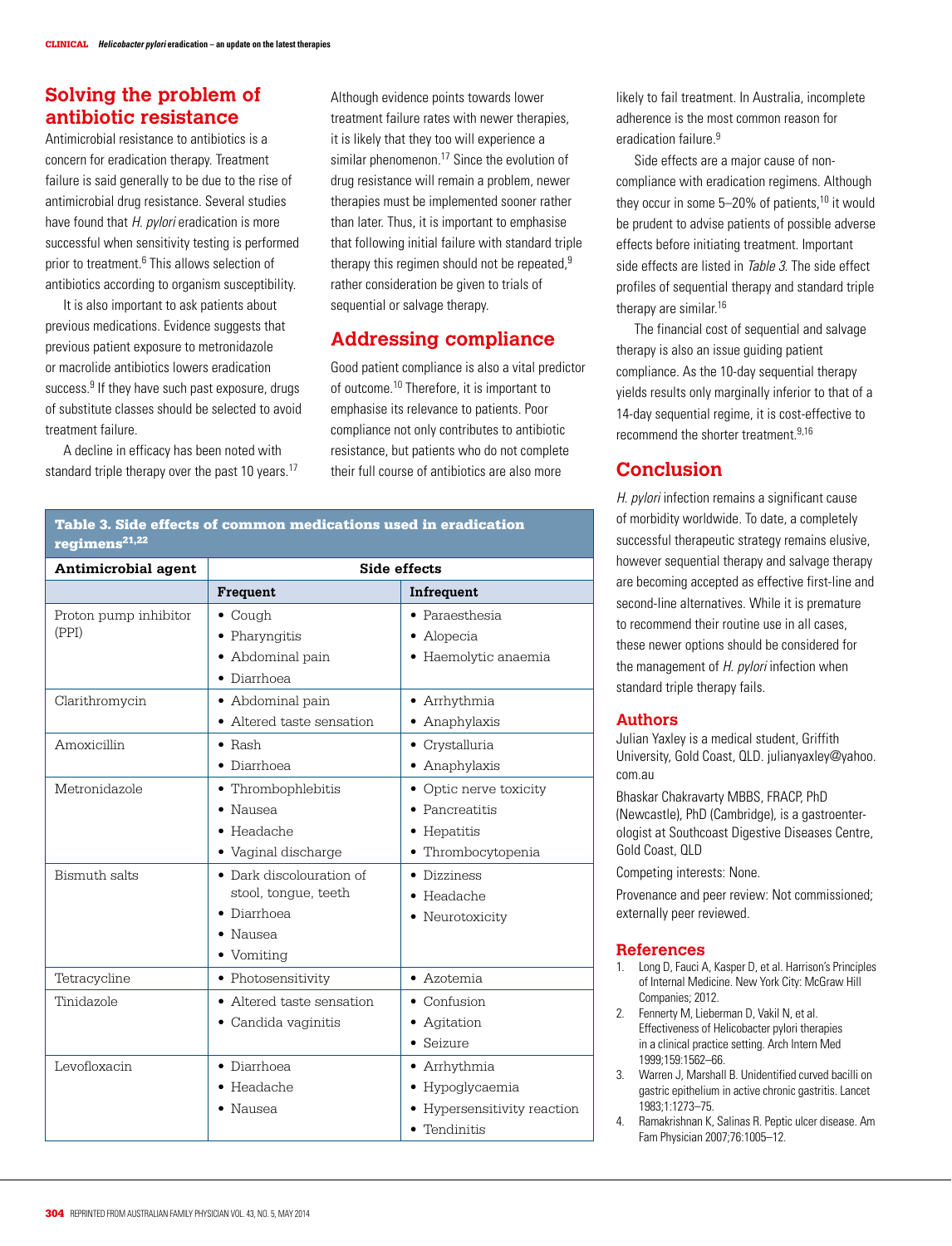## Solving the problem of antibiotic resistance

Antimicrobial resistance to antibiotics is a concern for eradication therapy. Treatment failure is said generally to be due to the rise of antimicrobial drug resistance. Several studies have found that *H. pylori* eradication is more successful when sensitivity testing is performed prior to treatment.[6] This allows selection of antibiotics according to organism susceptibility.

It is also important to ask patients about previous medications. Evidence suggests that previous patient exposure to metronidazole or macrolide antibiotics lowers eradication success.[9] If they have such past exposure, drugs of substitute classes should be selected to avoid treatment failure.

A decline in efficacy has been noted with standard triple therapy over the past 10 years.[17] Although evidence points towards lower treatment failure rates with newer therapies, it is likely that they too will experience a similar phenomenon.[17] Since the evolution of drug resistance will remain a problem, newer therapies must be implemented sooner rather than later. Thus, it is important to emphasise that following initial failure with standard triple therapy this regimen should not be repeated,[9] rather consideration be given to trials of sequential or salvage therapy.

## Addressing compliance

Good patient compliance is also a vital predictor of outcome.[10] Therefore, it is important to emphasise its relevance to patients. Poor compliance not only contributes to antibiotic resistance, but patients who do not complete their full course of antibiotics are also more likely to fail treatment. In Australia, incomplete adherence is the most common reason for eradication failure.[9]

Side effects are a major cause of non-compliance with eradication regimens. Although they occur in some 5–20% of patients,[10] it would be prudent to advise patients of possible adverse effects before initiating treatment. Important side effects are listed in *Table 3*. The side effect profiles of sequential therapy and standard triple therapy are similar.[16]

The financial cost of sequential and salvage therapy is also an issue guiding patient compliance. As the 10-day sequential therapy yields results only marginally inferior to that of a 14-day sequential regime, it is cost-effective to recommend the shorter treatment.[9,16]

**Table 3. Side effects of common medications used in eradication regimens[21,22]**

| Antimicrobial agent | Side effects | |
|---|---|---|
| | **Frequent** | **Infrequent** |
| Proton pump inhibitor (PPI) | • Cough<br>• Pharyngitis<br>• Abdominal pain<br>• Diarrhoea | • Paraesthesia<br>• Alopecia<br>• Haemolytic anaemia |
| Clarithromycin | • Abdominal pain<br>• Altered taste sensation | • Arrhythmia<br>• Anaphylaxis |
| Amoxicillin | • Rash<br>• Diarrhoea | • Crystalluria<br>• Anaphylaxis |
| Metronidazole | • Thrombophlebitis<br>• Nausea<br>• Headache<br>• Vaginal discharge | • Optic nerve toxicity<br>• Pancreatitis<br>• Hepatitis<br>• Thrombocytopenia |
| Bismuth salts | • Dark discolouration of stool, tongue, teeth<br>• Diarrhoea<br>• Nausea<br>• Vomiting | • Dizziness<br>• Headache<br>• Neurotoxicity |
| Tetracycline | • Photosensitivity | • Azotemia |
| Tinidazole | • Altered taste sensation<br>• Candida vaginitis | • Confusion<br>• Agitation<br>• Seizure |
| Levofloxacin | • Diarrhoea<br>• Headache<br>• Nausea | • Arrhythmia<br>• Hypoglycaemia<br>• Hypersensitivity reaction<br>• Tendinitis |

## Conclusion

*H. pylori* infection remains a significant cause of morbidity worldwide. To date, a completely successful therapeutic strategy remains elusive, however sequential therapy and salvage therapy are becoming accepted as effective first-line and second-line alternatives. While it is premature to recommend their routine use in all cases, these newer options should be considered for the management of *H. pylori* infection when standard triple therapy fails.

## Authors

Julian Yaxley is a medical student, Griffith University, Gold Coast, QLD. julianyaxley@yahoo.com.au

Bhaskar Chakravarty MBBS, FRACP, PhD (Newcastle), PhD (Cambridge), is a gastroenterologist at Southcoast Digestive Diseases Centre, Gold Coast, QLD

Competing interests: None.

Provenance and peer review: Not commissioned; externally peer reviewed.

## References

1. Long D, Fauci A, Kasper D, et al. Harrison's Principles of Internal Medicine. New York City: McGraw Hill Companies; 2012.
2. Fennerty M, Lieberman D, Vakil N, et al. Effectiveness of Helicobacter pylori therapies in a clinical practice setting. Arch Intern Med 1999;159:1562–66.
3. Warren J, Marshall B. Unidentified curved bacilli on gastric epithelium in active chronic gastritis. Lancet 1983;1:1273–75.
4. Ramakrishnan K, Salinas R. Peptic ulcer disease. Am Fam Physician 2007;76:1005–12.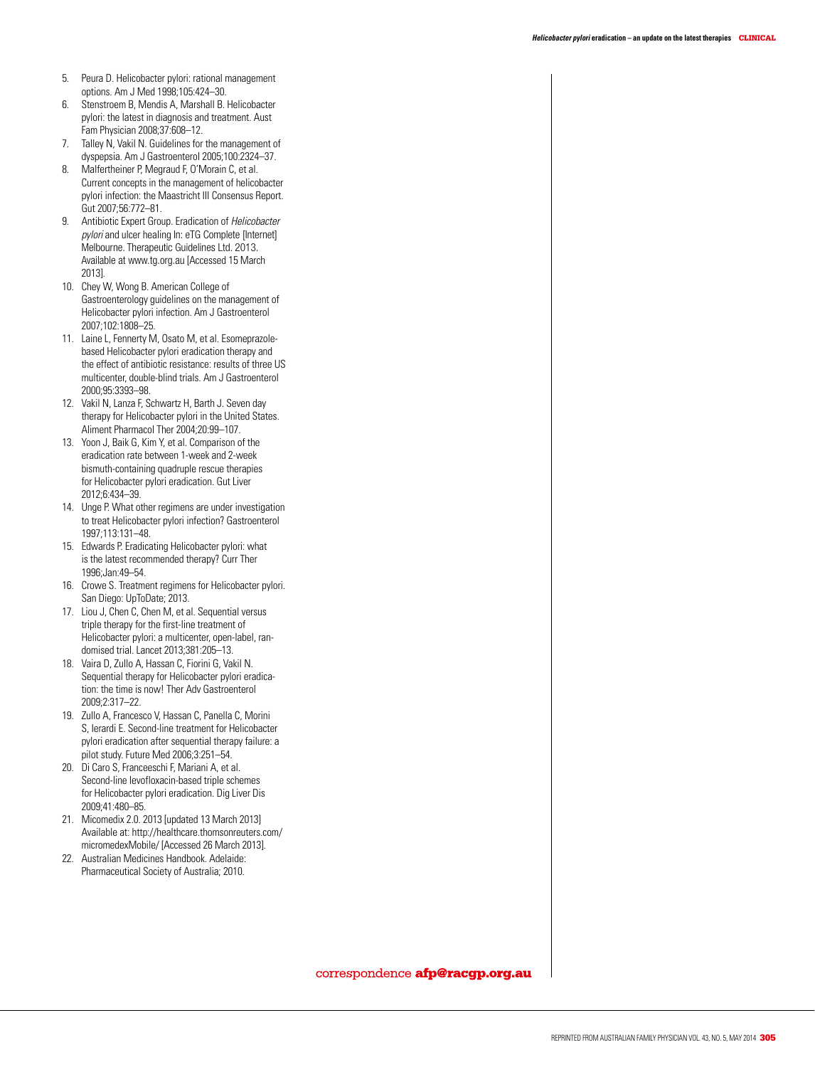5. Peura D. Helicobacter pylori: rational management options. Am J Med 1998;105:424–30.
6. Stenstroem B, Mendis A, Marshall B. Helicobacter pylori: the latest in diagnosis and treatment. Aust Fam Physician 2008;37:608–12.
7. Talley N, Vakil N. Guidelines for the management of dyspepsia. Am J Gastroenterol 2005;100:2324–37.
8. Malfertheiner P, Megraud F, O'Morain C, et al. Current concepts in the management of helicobacter pylori infection: the Maastricht III Consensus Report. Gut 2007;56:772–81.
9. Antibiotic Expert Group. Eradication of *Helicobacter pylori* and ulcer healing In: eTG Complete [Internet] Melbourne. Therapeutic Guidelines Ltd. 2013. Available at www.tg.org.au [Accessed 15 March 2013].
10. Chey W, Wong B. American College of Gastroenterology guidelines on the management of Helicobacter pylori infection. Am J Gastroenterol 2007;102:1808–25.
11. Laine L, Fennerty M, Osato M, et al. Esomeprazole-based Helicobacter pylori eradication therapy and the effect of antibiotic resistance: results of three US multicenter, double-blind trials. Am J Gastroenterol 2000;95:3393–98.
12. Vakil N, Lanza F, Schwartz H, Barth J. Seven day therapy for Helicobacter pylori in the United States. Aliment Pharmacol Ther 2004;20:99–107.
13. Yoon J, Baik G, Kim Y, et al. Comparison of the eradication rate between 1-week and 2-week bismuth-containing quadruple rescue therapies for Helicobacter pylori eradication. Gut Liver 2012;6:434–39.
14. Unge P. What other regimens are under investigation to treat Helicobacter pylori infection? Gastroenterol 1997;113:131–48.
15. Edwards P. Eradicating Helicobacter pylori: what is the latest recommended therapy? Curr Ther 1996;Jan:49–54.
16. Crowe S. Treatment regimens for Helicobacter pylori. San Diego: UpToDate; 2013.
17. Liou J, Chen C, Chen M, et al. Sequential versus triple therapy for the first-line treatment of Helicobacter pylori: a multicenter, open-label, randomised trial. Lancet 2013;381:205–13.
18. Vaira D, Zullo A, Hassan C, Fiorini G, Vakil N. Sequential therapy for Helicobacter pylori eradication: the time is now! Ther Adv Gastroenterol 2009;2:317–22.
19. Zullo A, Francesco V, Hassan C, Panella C, Morini S, Ierardi E. Second-line treatment for Helicobacter pylori eradication after sequential therapy failure: a pilot study. Future Med 2006;3:251–54.
20. Di Caro S, Franceeschi F, Mariani A, et al. Second-line levofloxacin-based triple schemes for Helicobacter pylori eradication. Dig Liver Dis 2009;41:480–85.
21. Micomedix 2.0. 2013 [updated 13 March 2013] Available at: http://healthcare.thomsonreuters.com/micromedexMobile/ [Accessed 26 March 2013].
22. Australian Medicines Handbook. Adelaide: Pharmaceutical Society of Australia; 2010.

correspondence **afp@racgp.org.au**